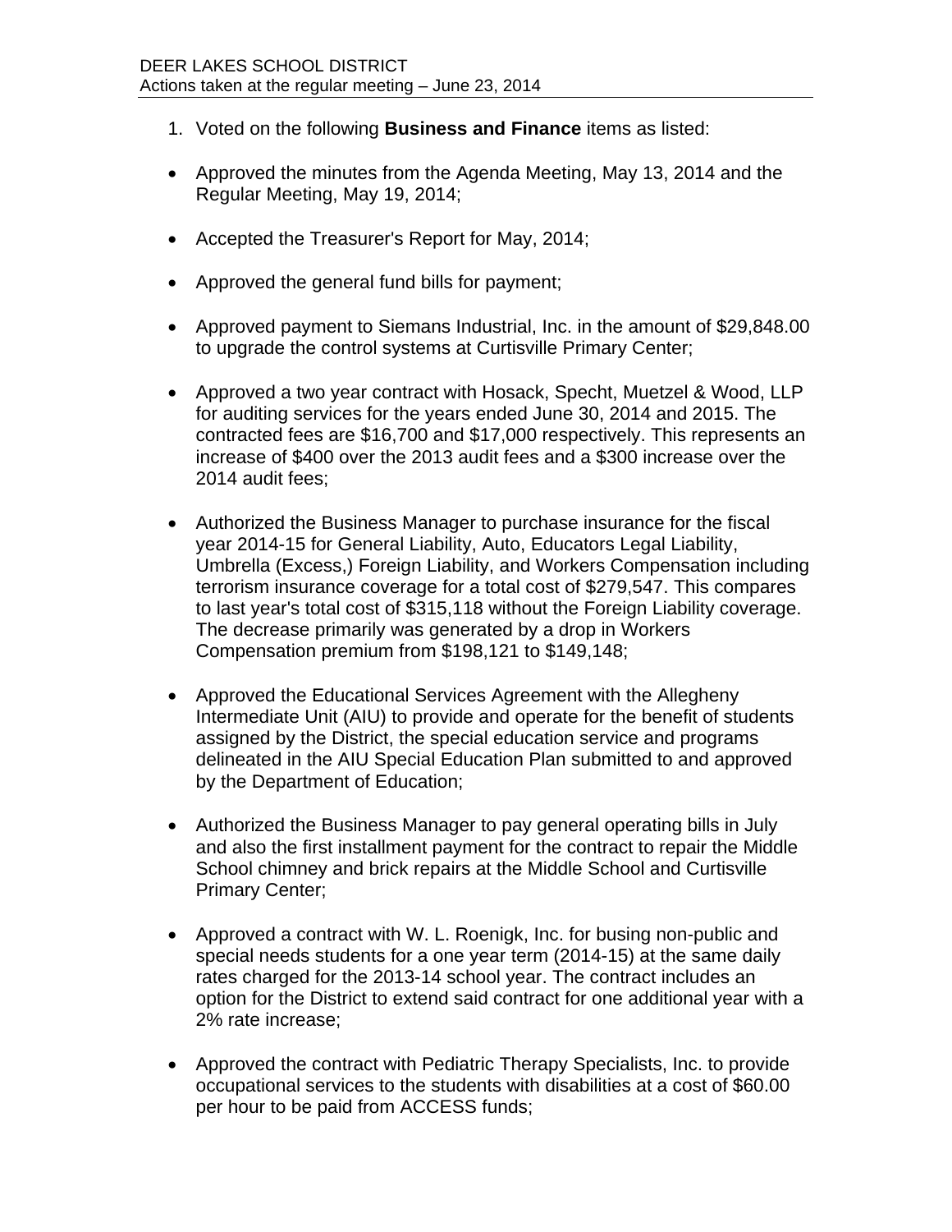DEER LAKES SCHOOL DISTRICT
Actions taken at the regular meeting – June 23, 2014

1. Voted on the following **Business and Finance** items as listed:

- Approved the minutes from the Agenda Meeting, May 13, 2014 and the Regular Meeting, May 19, 2014;

- Accepted the Treasurer's Report for May, 2014;

- Approved the general fund bills for payment;

- Approved payment to Siemans Industrial, Inc. in the amount of $29,848.00 to upgrade the control systems at Curtisville Primary Center;

- Approved a two year contract with Hosack, Specht, Muetzel & Wood, LLP for auditing services for the years ended June 30, 2014 and 2015. The contracted fees are $16,700 and $17,000 respectively. This represents an increase of $400 over the 2013 audit fees and a $300 increase over the 2014 audit fees;

- Authorized the Business Manager to purchase insurance for the fiscal year 2014-15 for General Liability, Auto, Educators Legal Liability, Umbrella (Excess,) Foreign Liability, and Workers Compensation including terrorism insurance coverage for a total cost of $279,547. This compares to last year's total cost of $315,118 without the Foreign Liability coverage. The decrease primarily was generated by a drop in Workers Compensation premium from $198,121 to $149,148;

- Approved the Educational Services Agreement with the Allegheny Intermediate Unit (AIU) to provide and operate for the benefit of students assigned by the District, the special education service and programs delineated in the AIU Special Education Plan submitted to and approved by the Department of Education;

- Authorized the Business Manager to pay general operating bills in July and also the first installment payment for the contract to repair the Middle School chimney and brick repairs at the Middle School and Curtisville Primary Center;

- Approved a contract with W. L. Roenigk, Inc. for busing non-public and special needs students for a one year term (2014-15) at the same daily rates charged for the 2013-14 school year. The contract includes an option for the District to extend said contract for one additional year with a 2% rate increase;

- Approved the contract with Pediatric Therapy Specialists, Inc. to provide occupational services to the students with disabilities at a cost of $60.00 per hour to be paid from ACCESS funds;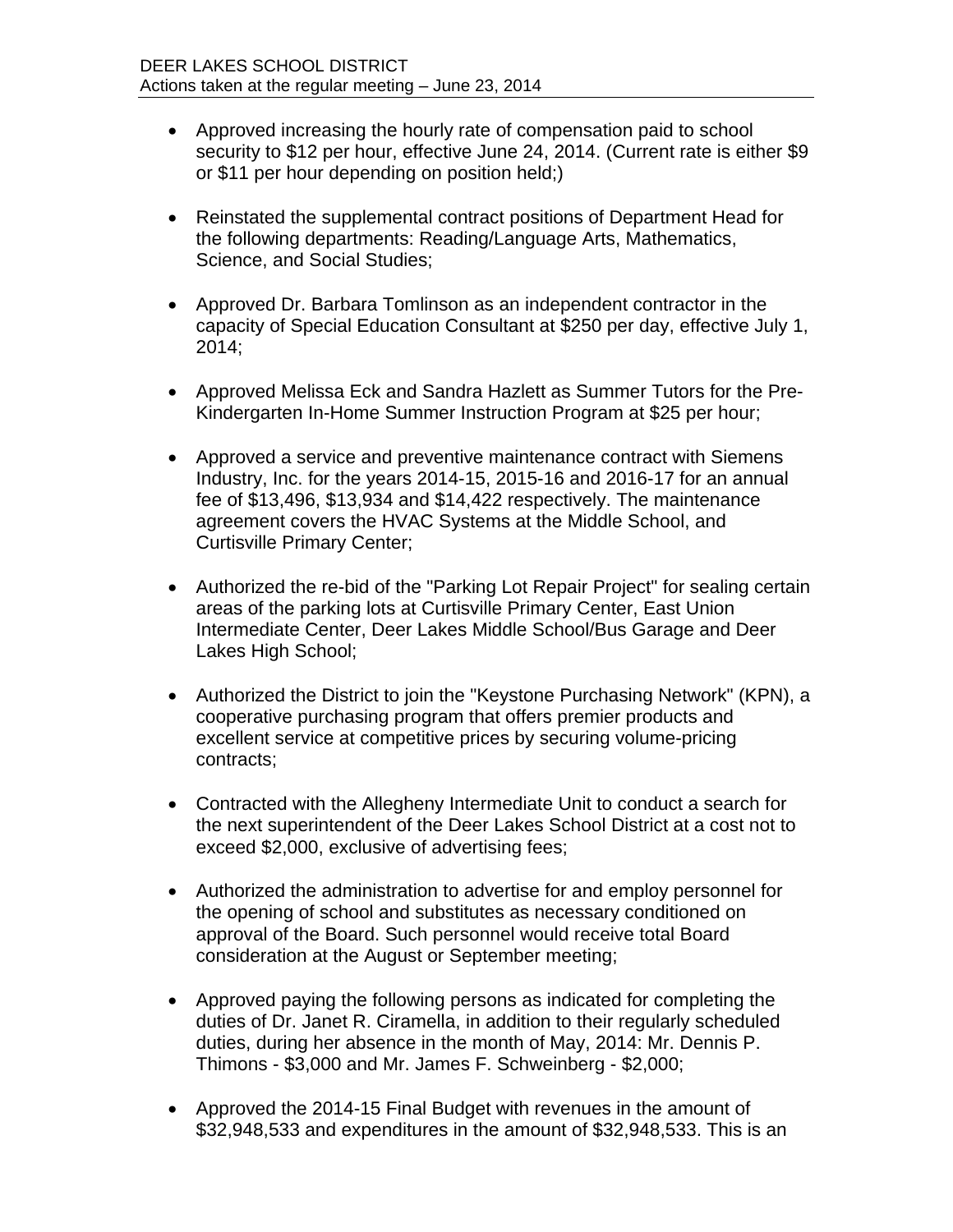- Approved increasing the hourly rate of compensation paid to school security to $12 per hour, effective June 24, 2014. (Current rate is either $9 or $11 per hour depending on position held;)

- Reinstated the supplemental contract positions of Department Head for the following departments: Reading/Language Arts, Mathematics, Science, and Social Studies;

- Approved Dr. Barbara Tomlinson as an independent contractor in the capacity of Special Education Consultant at $250 per day, effective July 1, 2014;

- Approved Melissa Eck and Sandra Hazlett as Summer Tutors for the Pre-Kindergarten In-Home Summer Instruction Program at $25 per hour;

- Approved a service and preventive maintenance contract with Siemens Industry, Inc. for the years 2014-15, 2015-16 and 2016-17 for an annual fee of $13,496, $13,934 and $14,422 respectively. The maintenance agreement covers the HVAC Systems at the Middle School, and Curtisville Primary Center;

- Authorized the re-bid of the "Parking Lot Repair Project" for sealing certain areas of the parking lots at Curtisville Primary Center, East Union Intermediate Center, Deer Lakes Middle School/Bus Garage and Deer Lakes High School;

- Authorized the District to join the "Keystone Purchasing Network" (KPN), a cooperative purchasing program that offers premier products and excellent service at competitive prices by securing volume-pricing contracts;

- Contracted with the Allegheny Intermediate Unit to conduct a search for the next superintendent of the Deer Lakes School District at a cost not to exceed $2,000, exclusive of advertising fees;

- Authorized the administration to advertise for and employ personnel for the opening of school and substitutes as necessary conditioned on approval of the Board. Such personnel would receive total Board consideration at the August or September meeting;

- Approved paying the following persons as indicated for completing the duties of Dr. Janet R. Ciramella, in addition to their regularly scheduled duties, during her absence in the month of May, 2014: Mr. Dennis P. Thimons - $3,000 and Mr. James F. Schweinberg - $2,000;

- Approved the 2014-15 Final Budget with revenues in the amount of $32,948,533 and expenditures in the amount of $32,948,533. This is an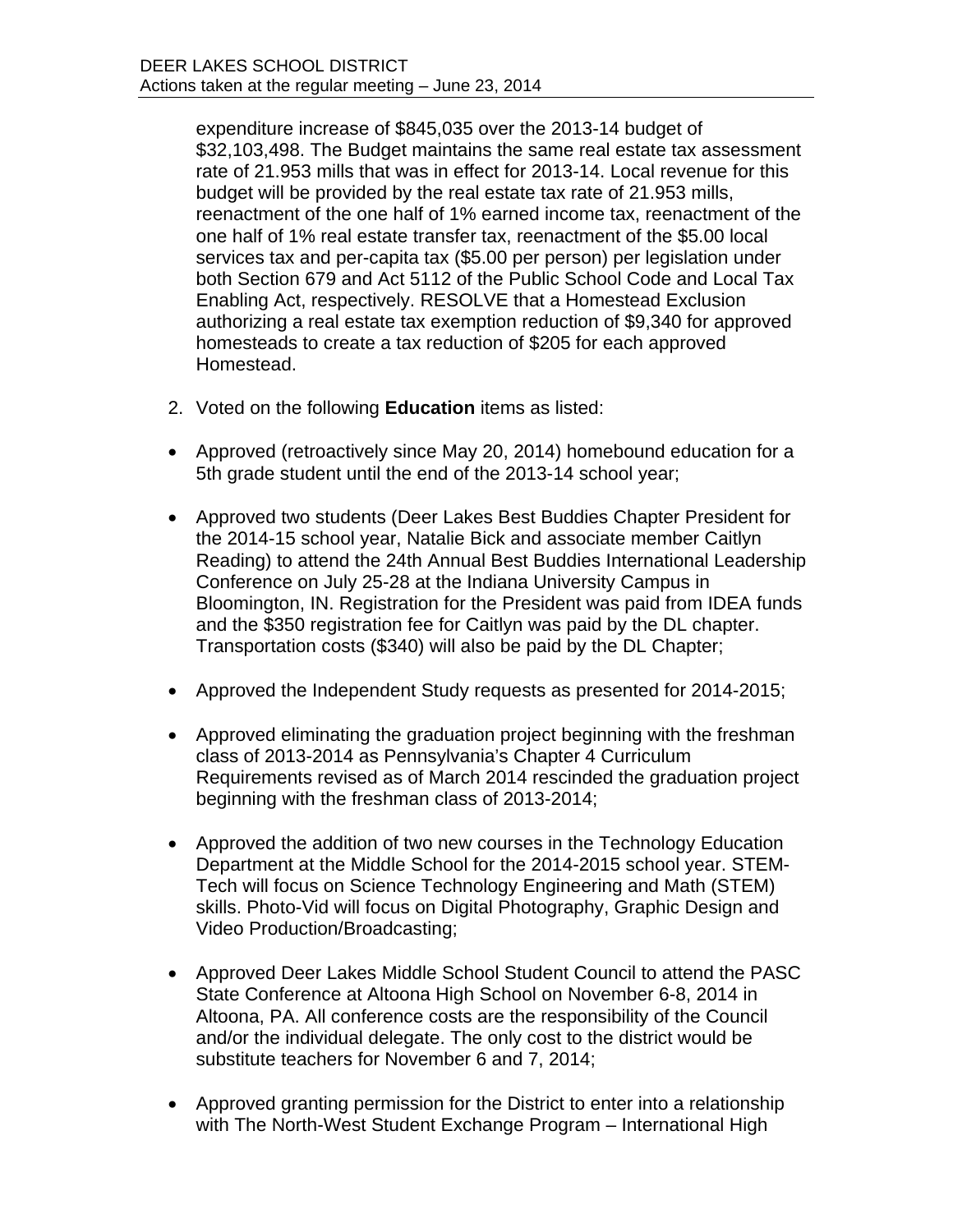expenditure increase of $845,035 over the 2013-14 budget of $32,103,498. The Budget maintains the same real estate tax assessment rate of 21.953 mills that was in effect for 2013-14. Local revenue for this budget will be provided by the real estate tax rate of 21.953 mills, reenactment of the one half of 1% earned income tax, reenactment of the one half of 1% real estate transfer tax, reenactment of the $5.00 local services tax and per-capita tax ($5.00 per person) per legislation under both Section 679 and Act 5112 of the Public School Code and Local Tax Enabling Act, respectively. RESOLVE that a Homestead Exclusion authorizing a real estate tax exemption reduction of $9,340 for approved homesteads to create a tax reduction of $205 for each approved Homestead.

2. Voted on the following **Education** items as listed:

- Approved (retroactively since May 20, 2014) homebound education for a 5th grade student until the end of the 2013-14 school year;

- Approved two students (Deer Lakes Best Buddies Chapter President for the 2014-15 school year, Natalie Bick and associate member Caitlyn Reading) to attend the 24th Annual Best Buddies International Leadership Conference on July 25-28 at the Indiana University Campus in Bloomington, IN. Registration for the President was paid from IDEA funds and the $350 registration fee for Caitlyn was paid by the DL chapter. Transportation costs ($340) will also be paid by the DL Chapter;

- Approved the Independent Study requests as presented for 2014-2015;

- Approved eliminating the graduation project beginning with the freshman class of 2013-2014 as Pennsylvania's Chapter 4 Curriculum Requirements revised as of March 2014 rescinded the graduation project beginning with the freshman class of 2013-2014;

- Approved the addition of two new courses in the Technology Education Department at the Middle School for the 2014-2015 school year. STEM-Tech will focus on Science Technology Engineering and Math (STEM) skills. Photo-Vid will focus on Digital Photography, Graphic Design and Video Production/Broadcasting;

- Approved Deer Lakes Middle School Student Council to attend the PASC State Conference at Altoona High School on November 6-8, 2014 in Altoona, PA. All conference costs are the responsibility of the Council and/or the individual delegate. The only cost to the district would be substitute teachers for November 6 and 7, 2014;

- Approved granting permission for the District to enter into a relationship with The North-West Student Exchange Program – International High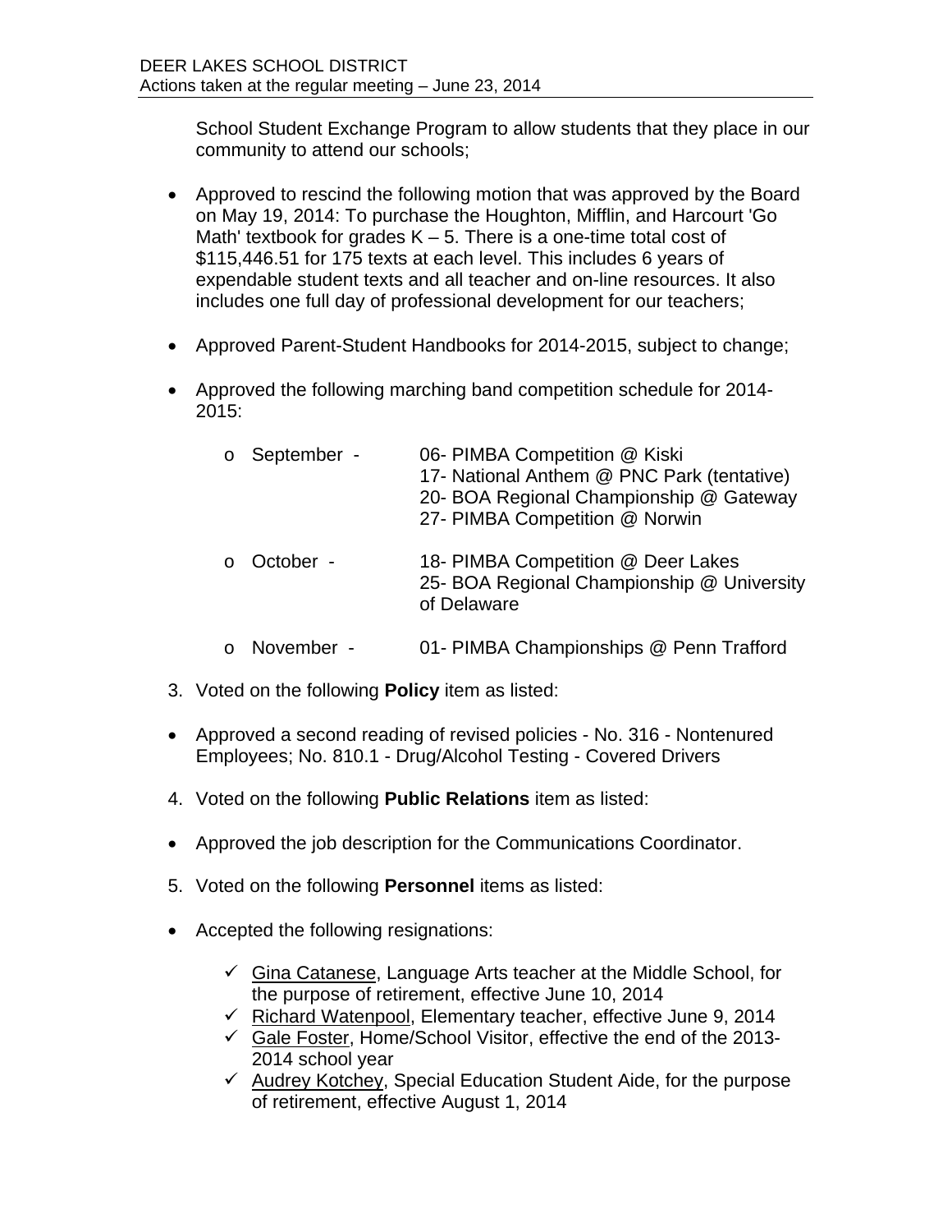School Student Exchange Program to allow students that they place in our community to attend our schools;

- Approved to rescind the following motion that was approved by the Board on May 19, 2014: To purchase the Houghton, Mifflin, and Harcourt 'Go Math' textbook for grades K – 5. There is a one-time total cost of $115,446.51 for 175 texts at each level. This includes 6 years of expendable student texts and all teacher and on-line resources. It also includes one full day of professional development for our teachers;

- Approved Parent-Student Handbooks for 2014-2015, subject to change;

- Approved the following marching band competition schedule for 2014-2015:

  - September - 06- PIMBA Competition @ Kiski
    17- National Anthem @ PNC Park (tentative)
    20- BOA Regional Championship @ Gateway
    27- PIMBA Competition @ Norwin
  - October - 18- PIMBA Competition @ Deer Lakes
    25- BOA Regional Championship @ University of Delaware
  - November - 01- PIMBA Championships @ Penn Trafford

3. Voted on the following **Policy** item as listed:

- Approved a second reading of revised policies - No. 316 - Nontenured Employees; No. 810.1 - Drug/Alcohol Testing - Covered Drivers

4. Voted on the following **Public Relations** item as listed:

- Approved the job description for the Communications Coordinator.

5. Voted on the following **Personnel** items as listed:

- Accepted the following resignations:

  - ✓ Gina Catanese, Language Arts teacher at the Middle School, for the purpose of retirement, effective June 10, 2014
  - ✓ Richard Watenpool, Elementary teacher, effective June 9, 2014
  - ✓ Gale Foster, Home/School Visitor, effective the end of the 2013-2014 school year
  - ✓ Audrey Kotchey, Special Education Student Aide, for the purpose of retirement, effective August 1, 2014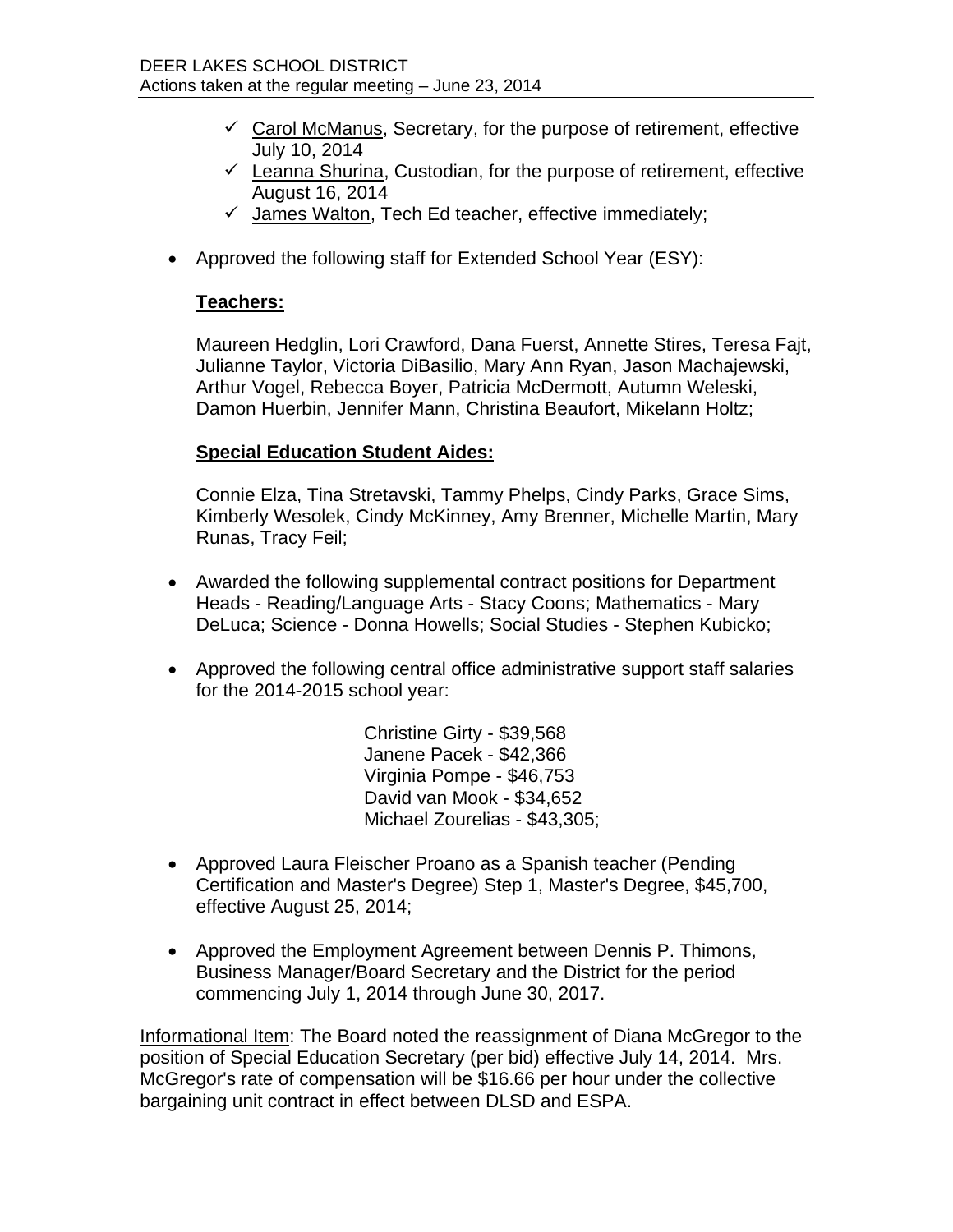- ✓ Carol McManus, Secretary, for the purpose of retirement, effective July 10, 2014
- ✓ Leanna Shurina, Custodian, for the purpose of retirement, effective August 16, 2014
- ✓ James Walton, Tech Ed teacher, effective immediately;

- Approved the following staff for Extended School Year (ESY):

  **Teachers:**

  Maureen Hedglin, Lori Crawford, Dana Fuerst, Annette Stires, Teresa Fajt, Julianne Taylor, Victoria DiBasilio, Mary Ann Ryan, Jason Machajewski, Arthur Vogel, Rebecca Boyer, Patricia McDermott, Autumn Weleski, Damon Huerbin, Jennifer Mann, Christina Beaufort, Mikelann Holtz;

  **Special Education Student Aides:**

  Connie Elza, Tina Stretavski, Tammy Phelps, Cindy Parks, Grace Sims, Kimberly Wesolek, Cindy McKinney, Amy Brenner, Michelle Martin, Mary Runas, Tracy Feil;

- Awarded the following supplemental contract positions for Department Heads - Reading/Language Arts - Stacy Coons; Mathematics - Mary DeLuca; Science - Donna Howells; Social Studies - Stephen Kubicko;

- Approved the following central office administrative support staff salaries for the 2014-2015 school year:

  Christine Girty - $39,568
  Janene Pacek - $42,366
  Virginia Pompe - $46,753
  David van Mook - $34,652
  Michael Zourelias - $43,305;

- Approved Laura Fleischer Proano as a Spanish teacher (Pending Certification and Master's Degree) Step 1, Master's Degree, $45,700, effective August 25, 2014;

- Approved the Employment Agreement between Dennis P. Thimons, Business Manager/Board Secretary and the District for the period commencing July 1, 2014 through June 30, 2017.

Informational Item: The Board noted the reassignment of Diana McGregor to the position of Special Education Secretary (per bid) effective July 14, 2014. Mrs. McGregor's rate of compensation will be $16.66 per hour under the collective bargaining unit contract in effect between DLSD and ESPA.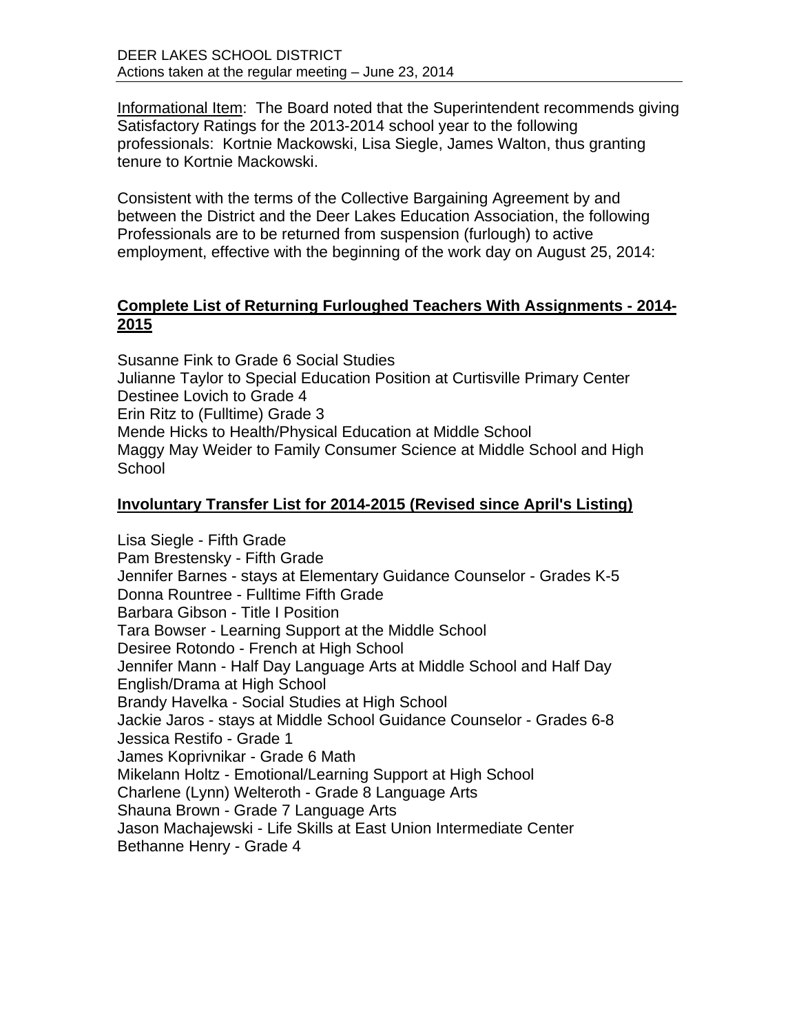Informational Item: The Board noted that the Superintendent recommends giving Satisfactory Ratings for the 2013-2014 school year to the following professionals: Kortnie Mackowski, Lisa Siegle, James Walton, thus granting tenure to Kortnie Mackowski.

Consistent with the terms of the Collective Bargaining Agreement by and between the District and the Deer Lakes Education Association, the following Professionals are to be returned from suspension (furlough) to active employment, effective with the beginning of the work day on August 25, 2014:

**Complete List of Returning Furloughed Teachers With Assignments - 2014-2015**

Susanne Fink to Grade 6 Social Studies
Julianne Taylor to Special Education Position at Curtisville Primary Center
Destinee Lovich to Grade 4
Erin Ritz to (Fulltime) Grade 3
Mende Hicks to Health/Physical Education at Middle School
Maggy May Weider to Family Consumer Science at Middle School and High School

**Involuntary Transfer List for 2014-2015 (Revised since April's Listing)**

Lisa Siegle - Fifth Grade
Pam Brestensky - Fifth Grade
Jennifer Barnes - stays at Elementary Guidance Counselor - Grades K-5
Donna Rountree - Fulltime Fifth Grade
Barbara Gibson - Title I Position
Tara Bowser - Learning Support at the Middle School
Desiree Rotondo - French at High School
Jennifer Mann - Half Day Language Arts at Middle School and Half Day English/Drama at High School
Brandy Havelka - Social Studies at High School
Jackie Jaros - stays at Middle School Guidance Counselor - Grades 6-8
Jessica Restifo - Grade 1
James Koprivnikar - Grade 6 Math
Mikelann Holtz - Emotional/Learning Support at High School
Charlene (Lynn) Welteroth - Grade 8 Language Arts
Shauna Brown - Grade 7 Language Arts
Jason Machajewski - Life Skills at East Union Intermediate Center
Bethanne Henry - Grade 4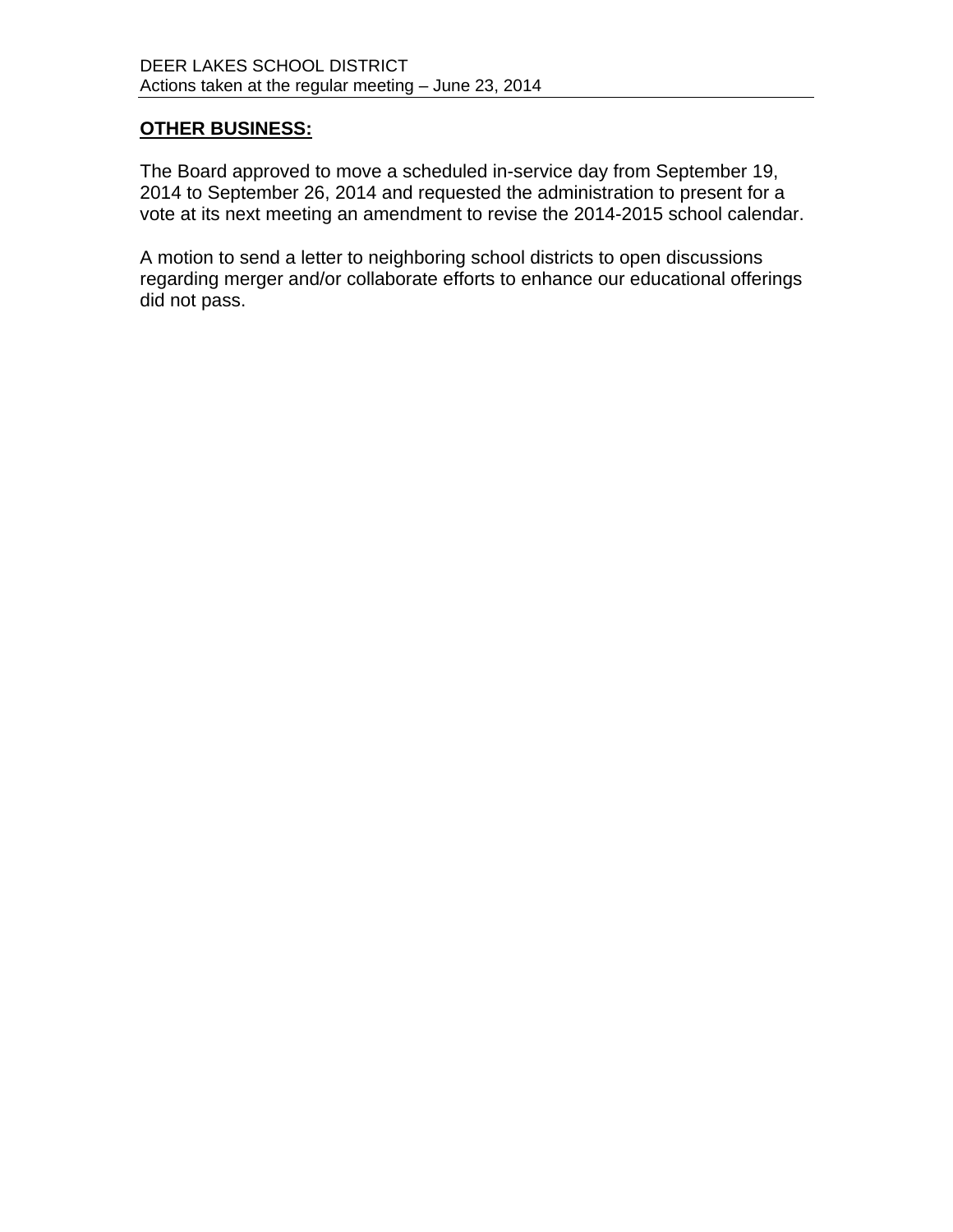**OTHER BUSINESS:**

The Board approved to move a scheduled in-service day from September 19, 2014 to September 26, 2014 and requested the administration to present for a vote at its next meeting an amendment to revise the 2014-2015 school calendar.

A motion to send a letter to neighboring school districts to open discussions regarding merger and/or collaborate efforts to enhance our educational offerings did not pass.